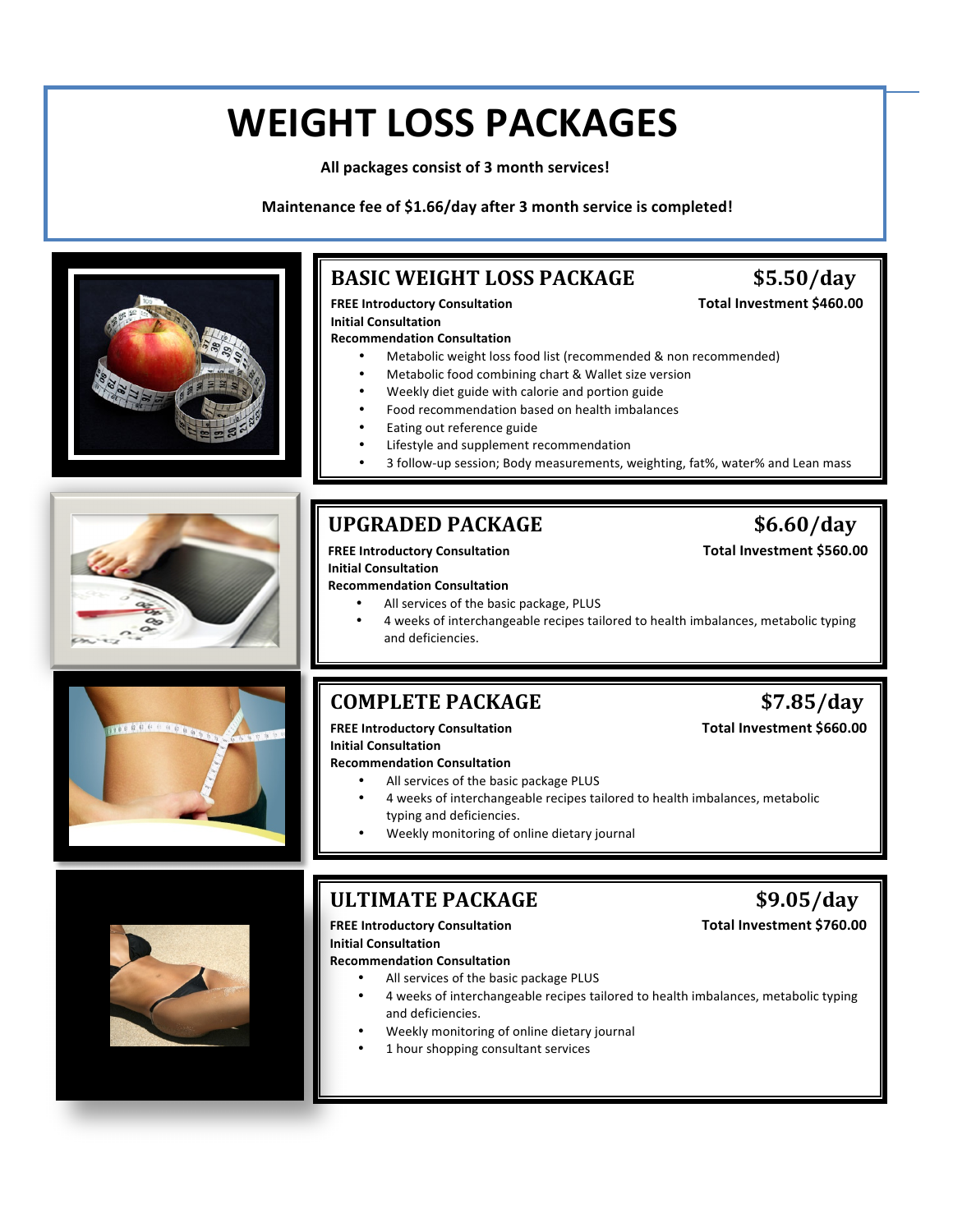# WEIGHT LOSS PACKAGES

**All packages consist of 3 month services!**

**Maintenance fee of $1.66/day after 3 month service is completed!**

## BASIC WEIGHT LOSS PACKAGE — $5.50/day

**Total Investment $460.00**

**FREE Introductory Consultation**
**Initial Consultation**
**Recommendation Consultation**

- Metabolic weight loss food list (recommended & non recommended)
- Metabolic food combining chart & Wallet size version
- Weekly diet guide with calorie and portion guide
- Food recommendation based on health imbalances
- Eating out reference guide
- Lifestyle and supplement recommendation
- 3 follow-up session; Body measurements, weighting, fat%, water% and Lean mass

## UPGRADED PACKAGE — $6.60/day

**Total Investment $560.00**

**FREE Introductory Consultation**
**Initial Consultation**
**Recommendation Consultation**

- All services of the basic package, PLUS
- 4 weeks of interchangeable recipes tailored to health imbalances, metabolic typing and deficiencies.

## COMPLETE PACKAGE — $7.85/day

**Total Investment $660.00**

**FREE Introductory Consultation**
**Initial Consultation**
**Recommendation Consultation**

- All services of the basic package PLUS
- 4 weeks of interchangeable recipes tailored to health imbalances, metabolic typing and deficiencies.
- Weekly monitoring of online dietary journal

## ULTIMATE PACKAGE — $9.05/day

**Total Investment $760.00**

**FREE Introductory Consultation**
**Initial Consultation**
**Recommendation Consultation**

- All services of the basic package PLUS
- 4 weeks of interchangeable recipes tailored to health imbalances, metabolic typing and deficiencies.
- Weekly monitoring of online dietary journal
- 1 hour shopping consultant services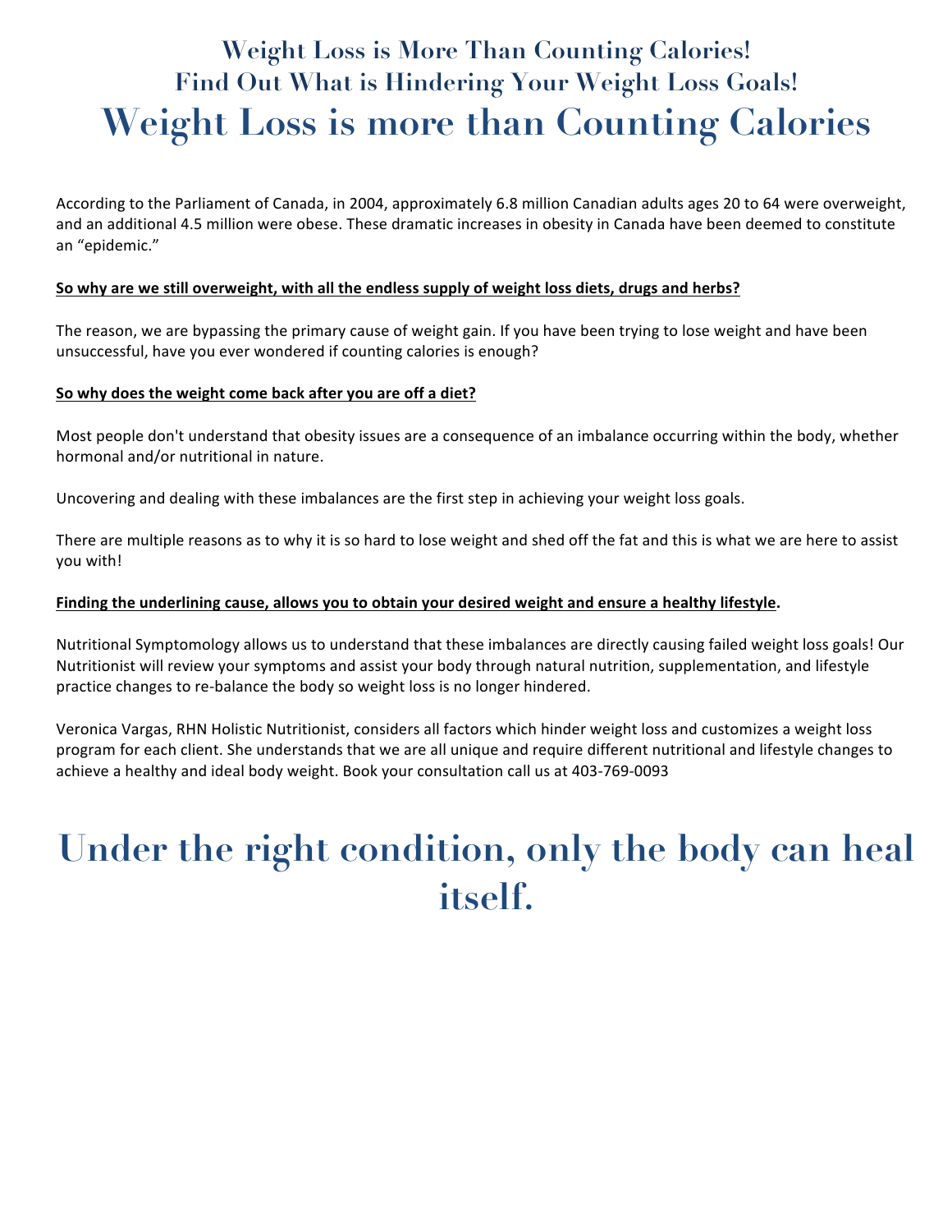## Weight Loss is More Than Counting Calories!
## Find Out What is Hindering Your Weight Loss Goals!
# Weight Loss is more than Counting Calories

According to the Parliament of Canada, in 2004, approximately 6.8 million Canadian adults ages 20 to 64 were overweight, and an additional 4.5 million were obese. These dramatic increases in obesity in Canada have been deemed to constitute an “epidemic.”

**So why are we still overweight, with all the endless supply of weight loss diets, drugs and herbs?**

The reason, we are bypassing the primary cause of weight gain. If you have been trying to lose weight and have been unsuccessful, have you ever wondered if counting calories is enough?

**So why does the weight come back after you are off a diet?**

Most people don't understand that obesity issues are a consequence of an imbalance occurring within the body, whether hormonal and/or nutritional in nature.

Uncovering and dealing with these imbalances are the first step in achieving your weight loss goals.

There are multiple reasons as to why it is so hard to lose weight and shed off the fat and this is what we are here to assist you with!

**Finding the underlining cause, allows you to obtain your desired weight and ensure a healthy lifestyle.**

Nutritional Symptomology allows us to understand that these imbalances are directly causing failed weight loss goals! Our Nutritionist will review your symptoms and assist your body through natural nutrition, supplementation, and lifestyle practice changes to re-balance the body so weight loss is no longer hindered.

Veronica Vargas, RHN Holistic Nutritionist, considers all factors which hinder weight loss and customizes a weight loss program for each client. She understands that we are all unique and require different nutritional and lifestyle changes to achieve a healthy and ideal body weight. Book your consultation call us at 403-769-0093

# Under the right condition, only the body can heal itself.